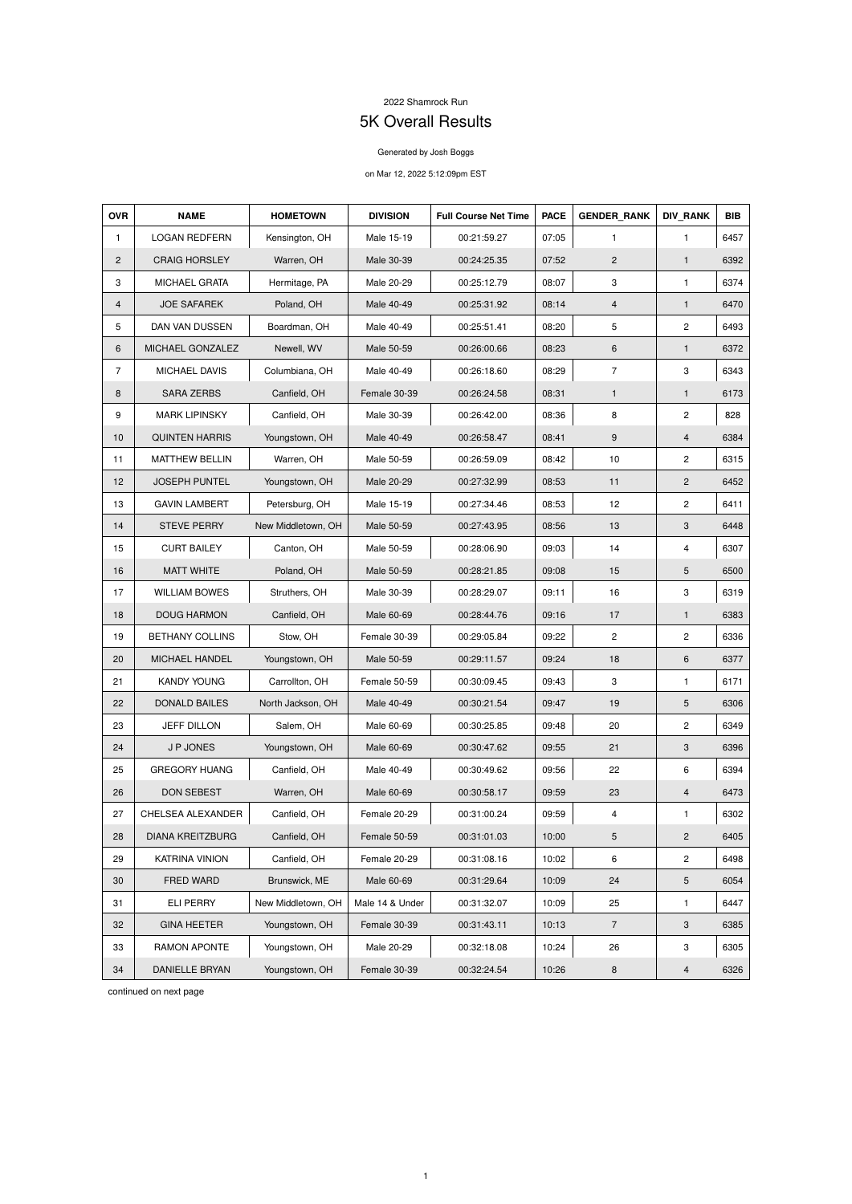2022 Shamrock Run

# 5K Overall Results

Generated by Josh Boggs

on Mar 12, 2022 5:12:09pm EST

| OVR | NAME | HOMETOWN | DIVISION | Full Course Net Time | PACE | GENDER_RANK | DIV_RANK | BIB |
|---|---|---|---|---|---|---|---|---|
| 1 | LOGAN REDFERN | Kensington, OH | Male 15-19 | 00:21:59.27 | 07:05 | 1 | 1 | 6457 |
| 2 | CRAIG HORSLEY | Warren, OH | Male 30-39 | 00:24:25.35 | 07:52 | 2 | 1 | 6392 |
| 3 | MICHAEL GRATA | Hermitage, PA | Male 20-29 | 00:25:12.79 | 08:07 | 3 | 1 | 6374 |
| 4 | JOE SAFAREK | Poland, OH | Male 40-49 | 00:25:31.92 | 08:14 | 4 | 1 | 6470 |
| 5 | DAN VAN DUSSEN | Boardman, OH | Male 40-49 | 00:25:51.41 | 08:20 | 5 | 2 | 6493 |
| 6 | MICHAEL GONZALEZ | Newell, WV | Male 50-59 | 00:26:00.66 | 08:23 | 6 | 1 | 6372 |
| 7 | MICHAEL DAVIS | Columbiana, OH | Male 40-49 | 00:26:18.60 | 08:29 | 7 | 3 | 6343 |
| 8 | SARA ZERBS | Canfield, OH | Female 30-39 | 00:26:24.58 | 08:31 | 1 | 1 | 6173 |
| 9 | MARK LIPINSKY | Canfield, OH | Male 30-39 | 00:26:42.00 | 08:36 | 8 | 2 | 828 |
| 10 | QUINTEN HARRIS | Youngstown, OH | Male 40-49 | 00:26:58.47 | 08:41 | 9 | 4 | 6384 |
| 11 | MATTHEW BELLIN | Warren, OH | Male 50-59 | 00:26:59.09 | 08:42 | 10 | 2 | 6315 |
| 12 | JOSEPH PUNTEL | Youngstown, OH | Male 20-29 | 00:27:32.99 | 08:53 | 11 | 2 | 6452 |
| 13 | GAVIN LAMBERT | Petersburg, OH | Male 15-19 | 00:27:34.46 | 08:53 | 12 | 2 | 6411 |
| 14 | STEVE PERRY | New Middletown, OH | Male 50-59 | 00:27:43.95 | 08:56 | 13 | 3 | 6448 |
| 15 | CURT BAILEY | Canton, OH | Male 50-59 | 00:28:06.90 | 09:03 | 14 | 4 | 6307 |
| 16 | MATT WHITE | Poland, OH | Male 50-59 | 00:28:21.85 | 09:08 | 15 | 5 | 6500 |
| 17 | WILLIAM BOWES | Struthers, OH | Male 30-39 | 00:28:29.07 | 09:11 | 16 | 3 | 6319 |
| 18 | DOUG HARMON | Canfield, OH | Male 60-69 | 00:28:44.76 | 09:16 | 17 | 1 | 6383 |
| 19 | BETHANY COLLINS | Stow, OH | Female 30-39 | 00:29:05.84 | 09:22 | 2 | 2 | 6336 |
| 20 | MICHAEL HANDEL | Youngstown, OH | Male 50-59 | 00:29:11.57 | 09:24 | 18 | 6 | 6377 |
| 21 | KANDY YOUNG | Carrollton, OH | Female 50-59 | 00:30:09.45 | 09:43 | 3 | 1 | 6171 |
| 22 | DONALD BAILES | North Jackson, OH | Male 40-49 | 00:30:21.54 | 09:47 | 19 | 5 | 6306 |
| 23 | JEFF DILLON | Salem, OH | Male 60-69 | 00:30:25.85 | 09:48 | 20 | 2 | 6349 |
| 24 | J P JONES | Youngstown, OH | Male 60-69 | 00:30:47.62 | 09:55 | 21 | 3 | 6396 |
| 25 | GREGORY HUANG | Canfield, OH | Male 40-49 | 00:30:49.62 | 09:56 | 22 | 6 | 6394 |
| 26 | DON SEBEST | Warren, OH | Male 60-69 | 00:30:58.17 | 09:59 | 23 | 4 | 6473 |
| 27 | CHELSEA ALEXANDER | Canfield, OH | Female 20-29 | 00:31:00.24 | 09:59 | 4 | 1 | 6302 |
| 28 | DIANA KREITZBURG | Canfield, OH | Female 50-59 | 00:31:01.03 | 10:00 | 5 | 2 | 6405 |
| 29 | KATRINA VINION | Canfield, OH | Female 20-29 | 00:31:08.16 | 10:02 | 6 | 2 | 6498 |
| 30 | FRED WARD | Brunswick, ME | Male 60-69 | 00:31:29.64 | 10:09 | 24 | 5 | 6054 |
| 31 | ELI PERRY | New Middletown, OH | Male 14 & Under | 00:31:32.07 | 10:09 | 25 | 1 | 6447 |
| 32 | GINA HEETER | Youngstown, OH | Female 30-39 | 00:31:43.11 | 10:13 | 7 | 3 | 6385 |
| 33 | RAMON APONTE | Youngstown, OH | Male 20-29 | 00:32:18.08 | 10:24 | 26 | 3 | 6305 |
| 34 | DANIELLE BRYAN | Youngstown, OH | Female 30-39 | 00:32:24.54 | 10:26 | 8 | 4 | 6326 |

continued on next page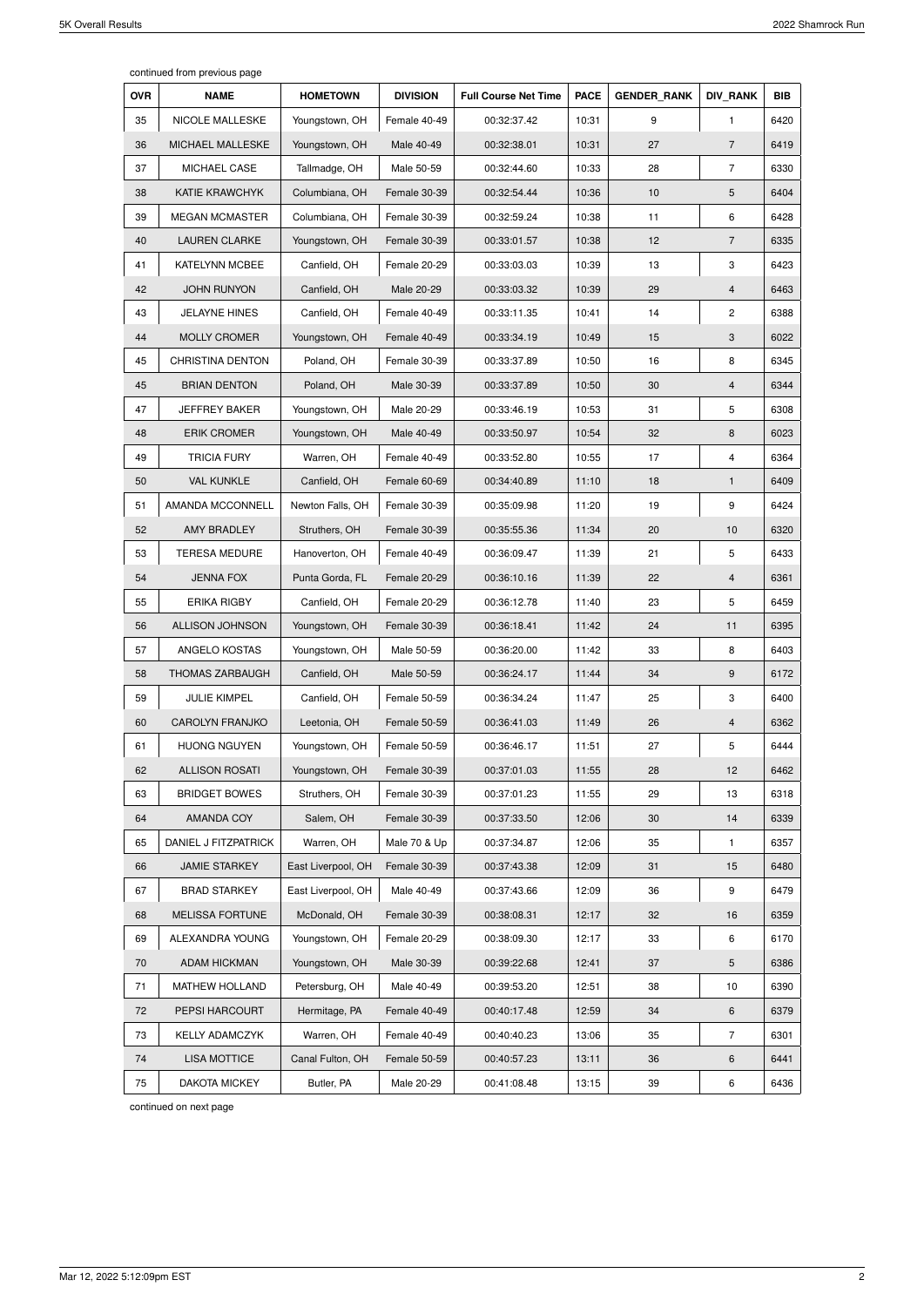continued from previous page

| OVR | NAME | HOMETOWN | DIVISION | Full Course Net Time | PACE | GENDER_RANK | DIV_RANK | BIB |
|---|---|---|---|---|---|---|---|---|
| 35 | NICOLE MALLESKE | Youngstown, OH | Female 40-49 | 00:32:37.42 | 10:31 | 9 | 1 | 6420 |
| 36 | MICHAEL MALLESKE | Youngstown, OH | Male 40-49 | 00:32:38.01 | 10:31 | 27 | 7 | 6419 |
| 37 | MICHAEL CASE | Tallmadge, OH | Male 50-59 | 00:32:44.60 | 10:33 | 28 | 7 | 6330 |
| 38 | KATIE KRAWCHYK | Columbiana, OH | Female 30-39 | 00:32:54.44 | 10:36 | 10 | 5 | 6404 |
| 39 | MEGAN MCMASTER | Columbiana, OH | Female 30-39 | 00:32:59.24 | 10:38 | 11 | 6 | 6428 |
| 40 | LAUREN CLARKE | Youngstown, OH | Female 30-39 | 00:33:01.57 | 10:38 | 12 | 7 | 6335 |
| 41 | KATELYNN MCBEE | Canfield, OH | Female 20-29 | 00:33:03.03 | 10:39 | 13 | 3 | 6423 |
| 42 | JOHN RUNYON | Canfield, OH | Male 20-29 | 00:33:03.32 | 10:39 | 29 | 4 | 6463 |
| 43 | JELAYNE HINES | Canfield, OH | Female 40-49 | 00:33:11.35 | 10:41 | 14 | 2 | 6388 |
| 44 | MOLLY CROMER | Youngstown, OH | Female 40-49 | 00:33:34.19 | 10:49 | 15 | 3 | 6022 |
| 45 | CHRISTINA DENTON | Poland, OH | Female 30-39 | 00:33:37.89 | 10:50 | 16 | 8 | 6345 |
| 45 | BRIAN DENTON | Poland, OH | Male 30-39 | 00:33:37.89 | 10:50 | 30 | 4 | 6344 |
| 47 | JEFFREY BAKER | Youngstown, OH | Male 20-29 | 00:33:46.19 | 10:53 | 31 | 5 | 6308 |
| 48 | ERIK CROMER | Youngstown, OH | Male 40-49 | 00:33:50.97 | 10:54 | 32 | 8 | 6023 |
| 49 | TRICIA FURY | Warren, OH | Female 40-49 | 00:33:52.80 | 10:55 | 17 | 4 | 6364 |
| 50 | VAL KUNKLE | Canfield, OH | Female 60-69 | 00:34:40.89 | 11:10 | 18 | 1 | 6409 |
| 51 | AMANDA MCCONNELL | Newton Falls, OH | Female 30-39 | 00:35:09.98 | 11:20 | 19 | 9 | 6424 |
| 52 | AMY BRADLEY | Struthers, OH | Female 30-39 | 00:35:55.36 | 11:34 | 20 | 10 | 6320 |
| 53 | TERESA MEDURE | Hanoverton, OH | Female 40-49 | 00:36:09.47 | 11:39 | 21 | 5 | 6433 |
| 54 | JENNA FOX | Punta Gorda, FL | Female 20-29 | 00:36:10.16 | 11:39 | 22 | 4 | 6361 |
| 55 | ERIKA RIGBY | Canfield, OH | Female 20-29 | 00:36:12.78 | 11:40 | 23 | 5 | 6459 |
| 56 | ALLISON JOHNSON | Youngstown, OH | Female 30-39 | 00:36:18.41 | 11:42 | 24 | 11 | 6395 |
| 57 | ANGELO KOSTAS | Youngstown, OH | Male 50-59 | 00:36:20.00 | 11:42 | 33 | 8 | 6403 |
| 58 | THOMAS ZARBAUGH | Canfield, OH | Male 50-59 | 00:36:24.17 | 11:44 | 34 | 9 | 6172 |
| 59 | JULIE KIMPEL | Canfield, OH | Female 50-59 | 00:36:34.24 | 11:47 | 25 | 3 | 6400 |
| 60 | CAROLYN FRANJKO | Leetonia, OH | Female 50-59 | 00:36:41.03 | 11:49 | 26 | 4 | 6362 |
| 61 | HUONG NGUYEN | Youngstown, OH | Female 50-59 | 00:36:46.17 | 11:51 | 27 | 5 | 6444 |
| 62 | ALLISON ROSATI | Youngstown, OH | Female 30-39 | 00:37:01.03 | 11:55 | 28 | 12 | 6462 |
| 63 | BRIDGET BOWES | Struthers, OH | Female 30-39 | 00:37:01.23 | 11:55 | 29 | 13 | 6318 |
| 64 | AMANDA COY | Salem, OH | Female 30-39 | 00:37:33.50 | 12:06 | 30 | 14 | 6339 |
| 65 | DANIEL J FITZPATRICK | Warren, OH | Male 70 & Up | 00:37:34.87 | 12:06 | 35 | 1 | 6357 |
| 66 | JAMIE STARKEY | East Liverpool, OH | Female 30-39 | 00:37:43.38 | 12:09 | 31 | 15 | 6480 |
| 67 | BRAD STARKEY | East Liverpool, OH | Male 40-49 | 00:37:43.66 | 12:09 | 36 | 9 | 6479 |
| 68 | MELISSA FORTUNE | McDonald, OH | Female 30-39 | 00:38:08.31 | 12:17 | 32 | 16 | 6359 |
| 69 | ALEXANDRA YOUNG | Youngstown, OH | Female 20-29 | 00:38:09.30 | 12:17 | 33 | 6 | 6170 |
| 70 | ADAM HICKMAN | Youngstown, OH | Male 30-39 | 00:39:22.68 | 12:41 | 37 | 5 | 6386 |
| 71 | MATHEW HOLLAND | Petersburg, OH | Male 40-49 | 00:39:53.20 | 12:51 | 38 | 10 | 6390 |
| 72 | PEPSI HARCOURT | Hermitage, PA | Female 40-49 | 00:40:17.48 | 12:59 | 34 | 6 | 6379 |
| 73 | KELLY ADAMCZYK | Warren, OH | Female 40-49 | 00:40:40.23 | 13:06 | 35 | 7 | 6301 |
| 74 | LISA MOTTICE | Canal Fulton, OH | Female 50-59 | 00:40:57.23 | 13:11 | 36 | 6 | 6441 |
| 75 | DAKOTA MICKEY | Butler, PA | Male 20-29 | 00:41:08.48 | 13:15 | 39 | 6 | 6436 |

continued on next page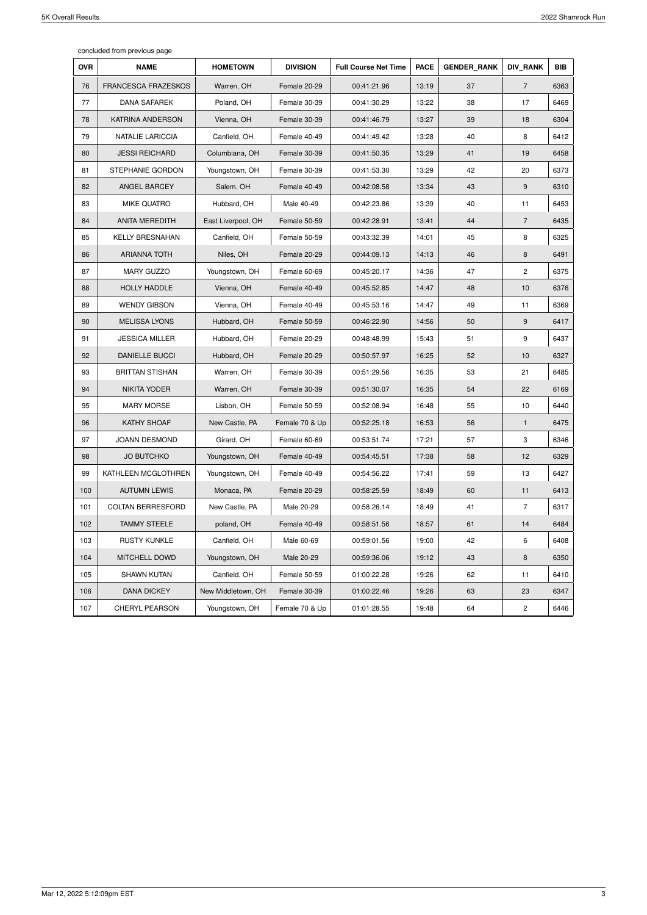concluded from previous page

| OVR | NAME | HOMETOWN | DIVISION | Full Course Net Time | PACE | GENDER_RANK | DIV_RANK | BIB |
|---|---|---|---|---|---|---|---|---|
| 76 | FRANCESCA FRAZESKOS | Warren, OH | Female 20-29 | 00:41:21.96 | 13:19 | 37 | 7 | 6363 |
| 77 | DANA SAFAREK | Poland, OH | Female 30-39 | 00:41:30.29 | 13:22 | 38 | 17 | 6469 |
| 78 | KATRINA ANDERSON | Vienna, OH | Female 30-39 | 00:41:46.79 | 13:27 | 39 | 18 | 6304 |
| 79 | NATALIE LARICCIA | Canfield, OH | Female 40-49 | 00:41:49.42 | 13:28 | 40 | 8 | 6412 |
| 80 | JESSI REICHARD | Columbiana, OH | Female 30-39 | 00:41:50.35 | 13:29 | 41 | 19 | 6458 |
| 81 | STEPHANIE GORDON | Youngstown, OH | Female 30-39 | 00:41:53.30 | 13:29 | 42 | 20 | 6373 |
| 82 | ANGEL BARCEY | Salem, OH | Female 40-49 | 00:42:08.58 | 13:34 | 43 | 9 | 6310 |
| 83 | MIKE QUATRO | Hubbard, OH | Male 40-49 | 00:42:23.86 | 13:39 | 40 | 11 | 6453 |
| 84 | ANITA MEREDITH | East Liverpool, OH | Female 50-59 | 00:42:28.91 | 13:41 | 44 | 7 | 6435 |
| 85 | KELLY BRESNAHAN | Canfield, OH | Female 50-59 | 00:43:32.39 | 14:01 | 45 | 8 | 6325 |
| 86 | ARIANNA TOTH | Niles, OH | Female 20-29 | 00:44:09.13 | 14:13 | 46 | 8 | 6491 |
| 87 | MARY GUZZO | Youngstown, OH | Female 60-69 | 00:45:20.17 | 14:36 | 47 | 2 | 6375 |
| 88 | HOLLY HADDLE | Vienna, OH | Female 40-49 | 00:45:52.85 | 14:47 | 48 | 10 | 6376 |
| 89 | WENDY GIBSON | Vienna, OH | Female 40-49 | 00:45:53.16 | 14:47 | 49 | 11 | 6369 |
| 90 | MELISSA LYONS | Hubbard, OH | Female 50-59 | 00:46:22.90 | 14:56 | 50 | 9 | 6417 |
| 91 | JESSICA MILLER | Hubbard, OH | Female 20-29 | 00:48:48.99 | 15:43 | 51 | 9 | 6437 |
| 92 | DANIELLE BUCCI | Hubbard, OH | Female 20-29 | 00:50:57.97 | 16:25 | 52 | 10 | 6327 |
| 93 | BRITTAN STISHAN | Warren, OH | Female 30-39 | 00:51:29.56 | 16:35 | 53 | 21 | 6485 |
| 94 | NIKITA YODER | Warren, OH | Female 30-39 | 00:51:30.07 | 16:35 | 54 | 22 | 6169 |
| 95 | MARY MORSE | Lisbon, OH | Female 50-59 | 00:52:08.94 | 16:48 | 55 | 10 | 6440 |
| 96 | KATHY SHOAF | New Castle, PA | Female 70 & Up | 00:52:25.18 | 16:53 | 56 | 1 | 6475 |
| 97 | JOANN DESMOND | Girard, OH | Female 60-69 | 00:53:51.74 | 17:21 | 57 | 3 | 6346 |
| 98 | JO BUTCHKO | Youngstown, OH | Female 40-49 | 00:54:45.51 | 17:38 | 58 | 12 | 6329 |
| 99 | KATHLEEN MCGLOTHREN | Youngstown, OH | Female 40-49 | 00:54:56.22 | 17:41 | 59 | 13 | 6427 |
| 100 | AUTUMN LEWIS | Monaca, PA | Female 20-29 | 00:58:25.59 | 18:49 | 60 | 11 | 6413 |
| 101 | COLTAN BERRESFORD | New Castle, PA | Male 20-29 | 00:58:26.14 | 18:49 | 41 | 7 | 6317 |
| 102 | TAMMY STEELE | poland, OH | Female 40-49 | 00:58:51.56 | 18:57 | 61 | 14 | 6484 |
| 103 | RUSTY KUNKLE | Canfield, OH | Male 60-69 | 00:59:01.56 | 19:00 | 42 | 6 | 6408 |
| 104 | MITCHELL DOWD | Youngstown, OH | Male 20-29 | 00:59:36.06 | 19:12 | 43 | 8 | 6350 |
| 105 | SHAWN KUTAN | Canfield, OH | Female 50-59 | 01:00:22.28 | 19:26 | 62 | 11 | 6410 |
| 106 | DANA DICKEY | New Middletown, OH | Female 30-39 | 01:00:22.46 | 19:26 | 63 | 23 | 6347 |
| 107 | CHERYL PEARSON | Youngstown, OH | Female 70 & Up | 01:01:28.55 | 19:48 | 64 | 2 | 6446 |